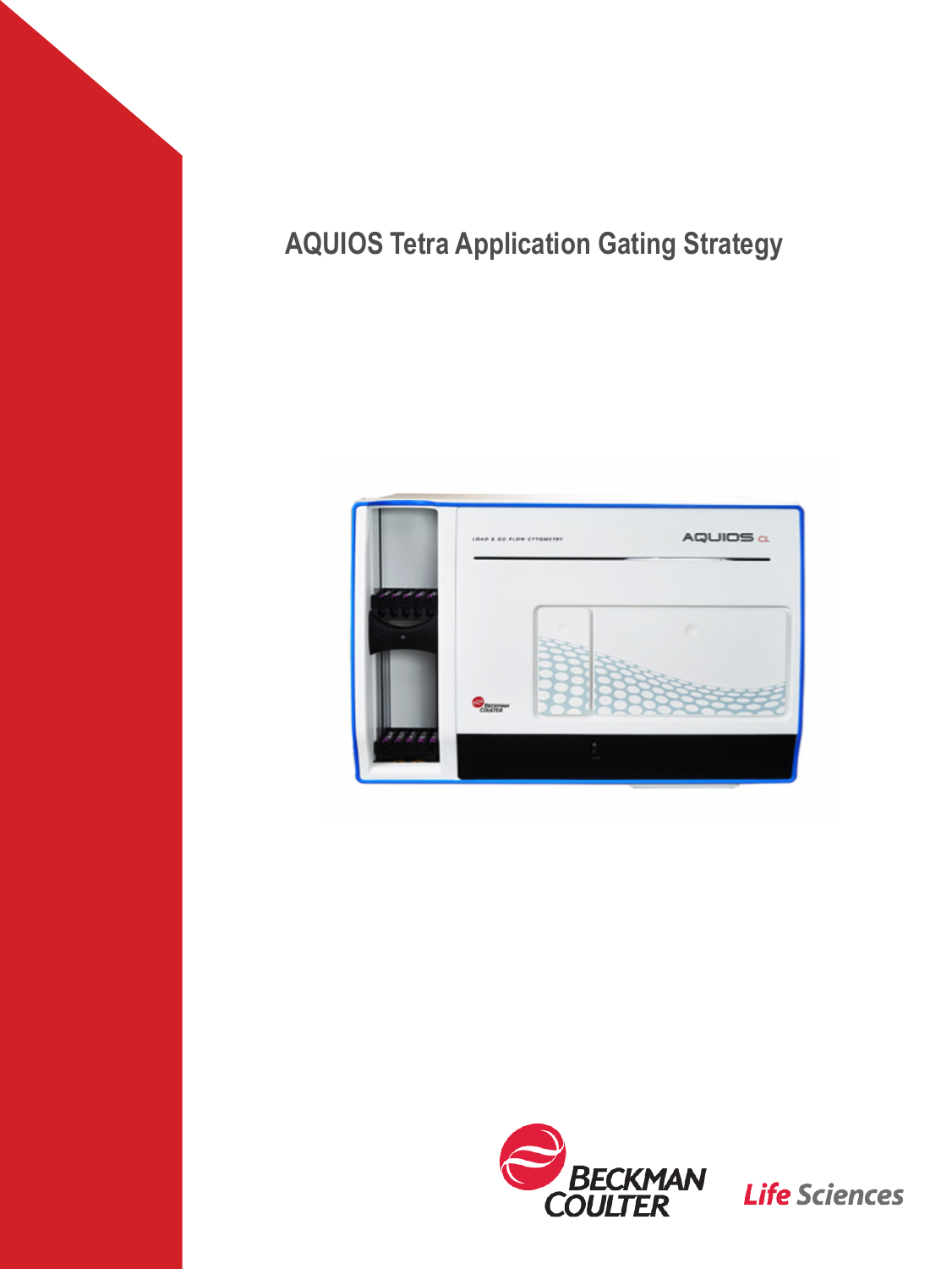# AQUIOS Tetra Application Gating Strategy

Beckman Coulter Life Sciences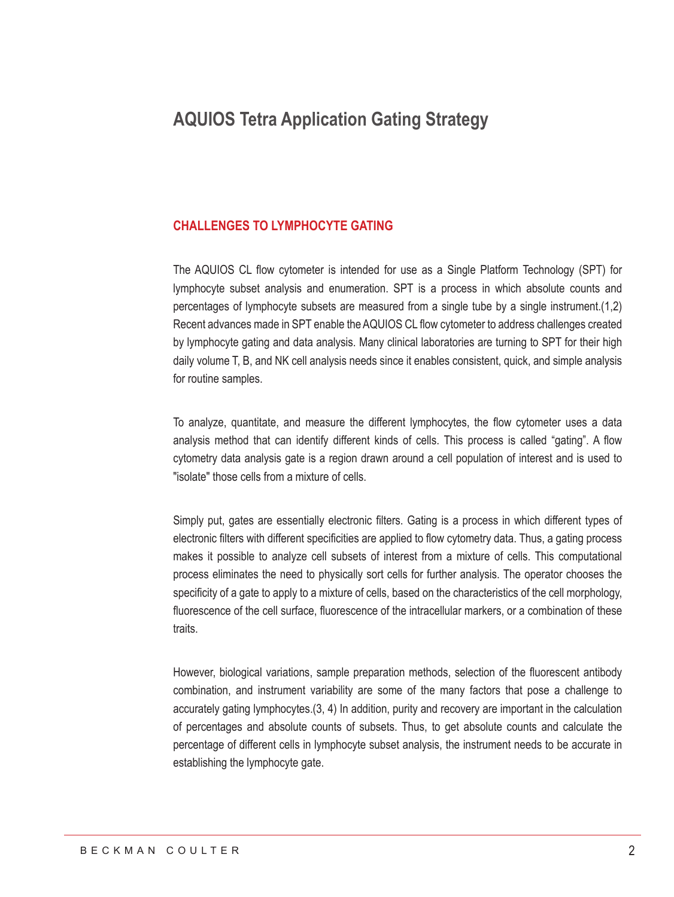# AQUIOS Tetra Application Gating Strategy

## CHALLENGES TO LYMPHOCYTE GATING

The AQUIOS CL flow cytometer is intended for use as a Single Platform Technology (SPT) for lymphocyte subset analysis and enumeration. SPT is a process in which absolute counts and percentages of lymphocyte subsets are measured from a single tube by a single instrument.(1,2) Recent advances made in SPT enable the AQUIOS CL flow cytometer to address challenges created by lymphocyte gating and data analysis. Many clinical laboratories are turning to SPT for their high daily volume T, B, and NK cell analysis needs since it enables consistent, quick, and simple analysis for routine samples.

To analyze, quantitate, and measure the different lymphocytes, the flow cytometer uses a data analysis method that can identify different kinds of cells. This process is called “gating”. A flow cytometry data analysis gate is a region drawn around a cell population of interest and is used to "isolate" those cells from a mixture of cells.

Simply put, gates are essentially electronic filters. Gating is a process in which different types of electronic filters with different specificities are applied to flow cytometry data. Thus, a gating process makes it possible to analyze cell subsets of interest from a mixture of cells. This computational process eliminates the need to physically sort cells for further analysis. The operator chooses the specificity of a gate to apply to a mixture of cells, based on the characteristics of the cell morphology, fluorescence of the cell surface, fluorescence of the intracellular markers, or a combination of these traits.

However, biological variations, sample preparation methods, selection of the fluorescent antibody combination, and instrument variability are some of the many factors that pose a challenge to accurately gating lymphocytes.(3, 4) In addition, purity and recovery are important in the calculation of percentages and absolute counts of subsets. Thus, to get absolute counts and calculate the percentage of different cells in lymphocyte subset analysis, the instrument needs to be accurate in establishing the lymphocyte gate.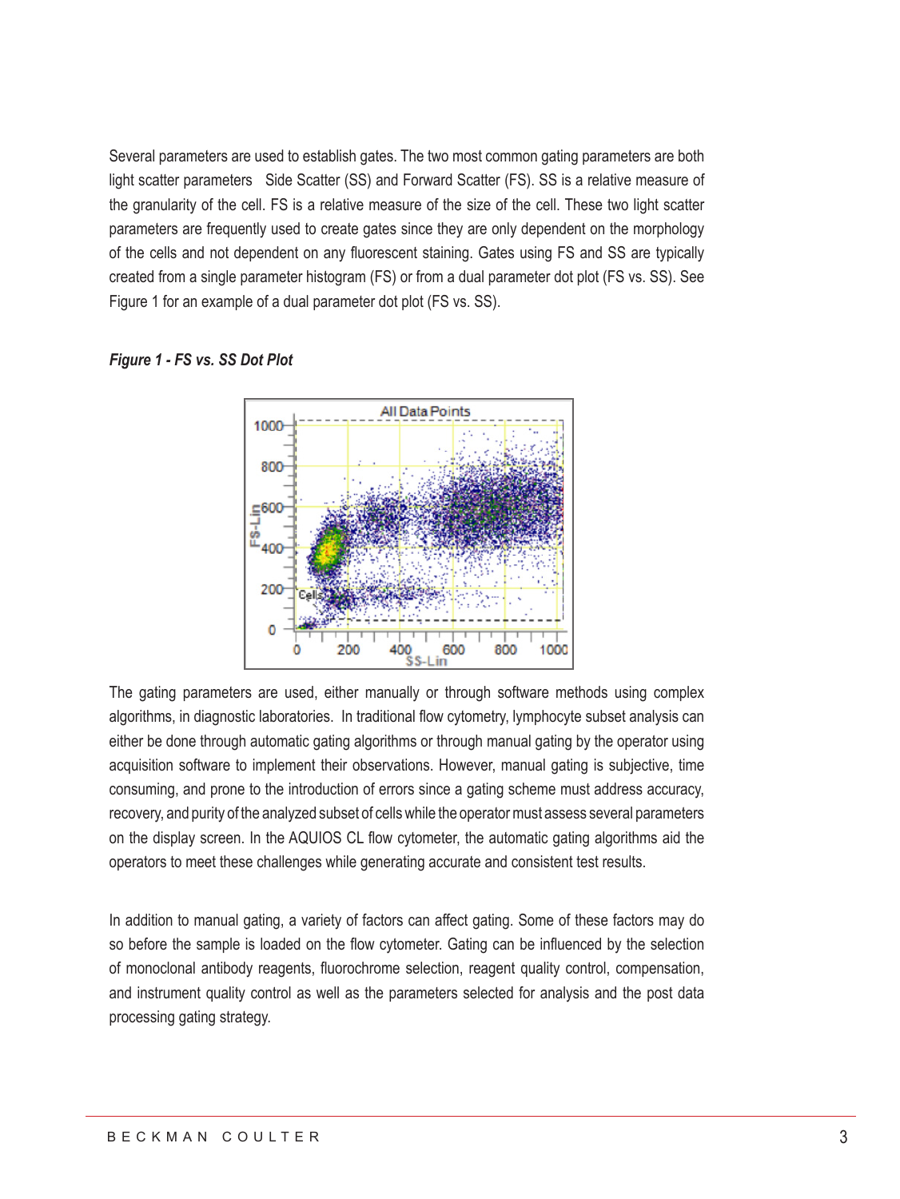Several parameters are used to establish gates. The two most common gating parameters are both light scatter parameters Side Scatter (SS) and Forward Scatter (FS). SS is a relative measure of the granularity of the cell. FS is a relative measure of the size of the cell. These two light scatter parameters are frequently used to create gates since they are only dependent on the morphology of the cells and not dependent on any fluorescent staining. Gates using FS and SS are typically created from a single parameter histogram (FS) or from a dual parameter dot plot (FS vs. SS). See Figure 1 for an example of a dual parameter dot plot (FS vs. SS).

***Figure 1 - FS vs. SS Dot Plot***

The gating parameters are used, either manually or through software methods using complex algorithms, in diagnostic laboratories. In traditional flow cytometry, lymphocyte subset analysis can either be done through automatic gating algorithms or through manual gating by the operator using acquisition software to implement their observations. However, manual gating is subjective, time consuming, and prone to the introduction of errors since a gating scheme must address accuracy, recovery, and purity of the analyzed subset of cells while the operator must assess several parameters on the display screen. In the AQUIOS CL flow cytometer, the automatic gating algorithms aid the operators to meet these challenges while generating accurate and consistent test results.

In addition to manual gating, a variety of factors can affect gating. Some of these factors may do so before the sample is loaded on the flow cytometer. Gating can be influenced by the selection of monoclonal antibody reagents, fluorochrome selection, reagent quality control, compensation, and instrument quality control as well as the parameters selected for analysis and the post data processing gating strategy.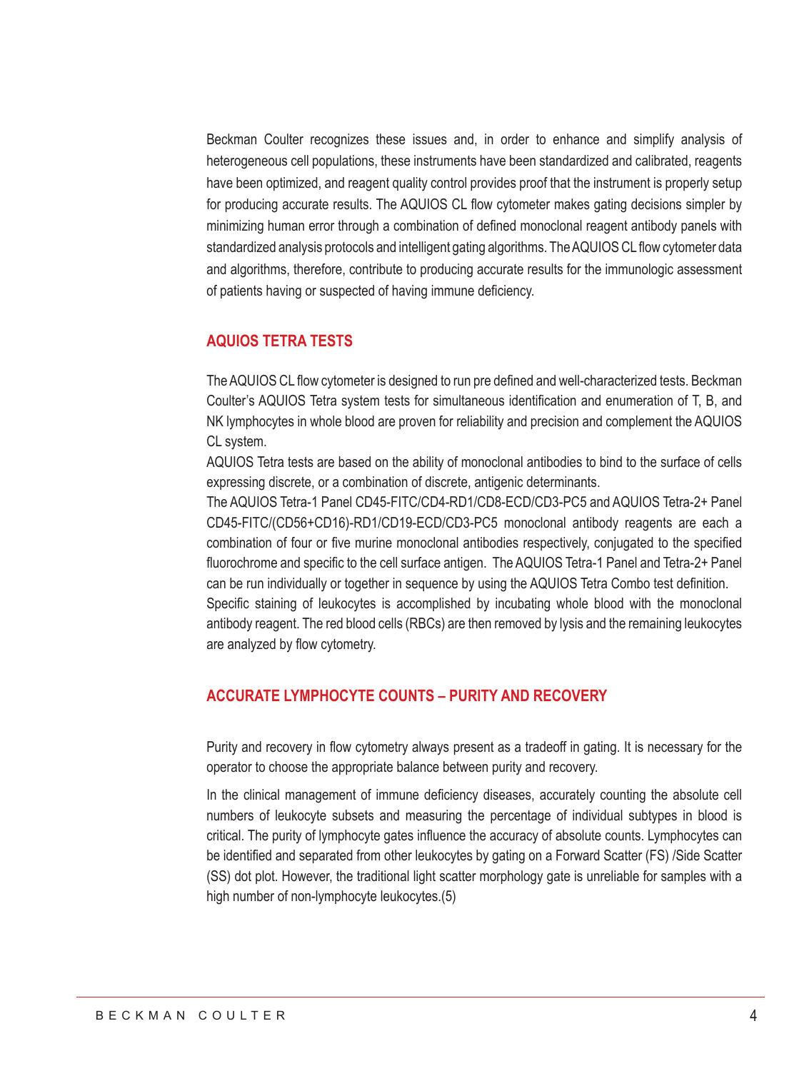Beckman Coulter recognizes these issues and, in order to enhance and simplify analysis of heterogeneous cell populations, these instruments have been standardized and calibrated, reagents have been optimized, and reagent quality control provides proof that the instrument is properly setup for producing accurate results. The AQUIOS CL flow cytometer makes gating decisions simpler by minimizing human error through a combination of defined monoclonal reagent antibody panels with standardized analysis protocols and intelligent gating algorithms. The AQUIOS CL flow cytometer data and algorithms, therefore, contribute to producing accurate results for the immunologic assessment of patients having or suspected of having immune deficiency.

## AQUIOS TETRA TESTS

The AQUIOS CL flow cytometer is designed to run pre defined and well-characterized tests. Beckman Coulter's AQUIOS Tetra system tests for simultaneous identification and enumeration of T, B, and NK lymphocytes in whole blood are proven for reliability and precision and complement the AQUIOS CL system.

AQUIOS Tetra tests are based on the ability of monoclonal antibodies to bind to the surface of cells expressing discrete, or a combination of discrete, antigenic determinants.

The AQUIOS Tetra-1 Panel CD45-FITC/CD4-RD1/CD8-ECD/CD3-PC5 and AQUIOS Tetra-2+ Panel CD45-FITC/(CD56+CD16)-RD1/CD19-ECD/CD3-PC5 monoclonal antibody reagents are each a combination of four or five murine monoclonal antibodies respectively, conjugated to the specified fluorochrome and specific to the cell surface antigen. The AQUIOS Tetra-1 Panel and Tetra-2+ Panel can be run individually or together in sequence by using the AQUIOS Tetra Combo test definition.

Specific staining of leukocytes is accomplished by incubating whole blood with the monoclonal antibody reagent. The red blood cells (RBCs) are then removed by lysis and the remaining leukocytes are analyzed by flow cytometry.

## ACCURATE LYMPHOCYTE COUNTS – PURITY AND RECOVERY

Purity and recovery in flow cytometry always present as a tradeoff in gating. It is necessary for the operator to choose the appropriate balance between purity and recovery.

In the clinical management of immune deficiency diseases, accurately counting the absolute cell numbers of leukocyte subsets and measuring the percentage of individual subtypes in blood is critical. The purity of lymphocyte gates influence the accuracy of absolute counts. Lymphocytes can be identified and separated from other leukocytes by gating on a Forward Scatter (FS) /Side Scatter (SS) dot plot. However, the traditional light scatter morphology gate is unreliable for samples with a high number of non-lymphocyte leukocytes.(5)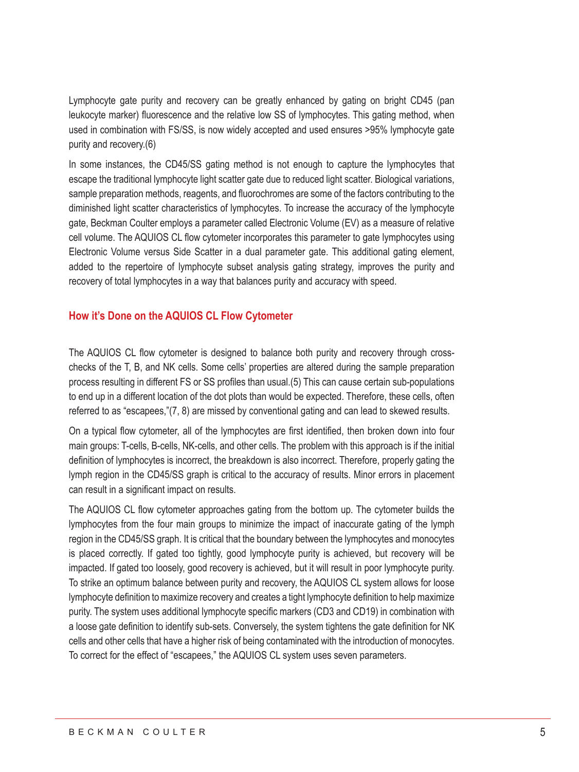Lymphocyte gate purity and recovery can be greatly enhanced by gating on bright CD45 (pan leukocyte marker) fluorescence and the relative low SS of lymphocytes. This gating method, when used in combination with FS/SS, is now widely accepted and used ensures >95% lymphocyte gate purity and recovery.(6)

In some instances, the CD45/SS gating method is not enough to capture the lymphocytes that escape the traditional lymphocyte light scatter gate due to reduced light scatter. Biological variations, sample preparation methods, reagents, and fluorochromes are some of the factors contributing to the diminished light scatter characteristics of lymphocytes. To increase the accuracy of the lymphocyte gate, Beckman Coulter employs a parameter called Electronic Volume (EV) as a measure of relative cell volume. The AQUIOS CL flow cytometer incorporates this parameter to gate lymphocytes using Electronic Volume versus Side Scatter in a dual parameter gate. This additional gating element, added to the repertoire of lymphocyte subset analysis gating strategy, improves the purity and recovery of total lymphocytes in a way that balances purity and accuracy with speed.

## How it's Done on the AQUIOS CL Flow Cytometer

The AQUIOS CL flow cytometer is designed to balance both purity and recovery through cross-checks of the T, B, and NK cells. Some cells' properties are altered during the sample preparation process resulting in different FS or SS profiles than usual.(5) This can cause certain sub-populations to end up in a different location of the dot plots than would be expected. Therefore, these cells, often referred to as "escapees,"(7, 8) are missed by conventional gating and can lead to skewed results.

On a typical flow cytometer, all of the lymphocytes are first identified, then broken down into four main groups: T-cells, B-cells, NK-cells, and other cells. The problem with this approach is if the initial definition of lymphocytes is incorrect, the breakdown is also incorrect. Therefore, properly gating the lymph region in the CD45/SS graph is critical to the accuracy of results. Minor errors in placement can result in a significant impact on results.

The AQUIOS CL flow cytometer approaches gating from the bottom up. The cytometer builds the lymphocytes from the four main groups to minimize the impact of inaccurate gating of the lymph region in the CD45/SS graph. It is critical that the boundary between the lymphocytes and monocytes is placed correctly. If gated too tightly, good lymphocyte purity is achieved, but recovery will be impacted. If gated too loosely, good recovery is achieved, but it will result in poor lymphocyte purity. To strike an optimum balance between purity and recovery, the AQUIOS CL system allows for loose lymphocyte definition to maximize recovery and creates a tight lymphocyte definition to help maximize purity. The system uses additional lymphocyte specific markers (CD3 and CD19) in combination with a loose gate definition to identify sub-sets. Conversely, the system tightens the gate definition for NK cells and other cells that have a higher risk of being contaminated with the introduction of monocytes. To correct for the effect of "escapees," the AQUIOS CL system uses seven parameters.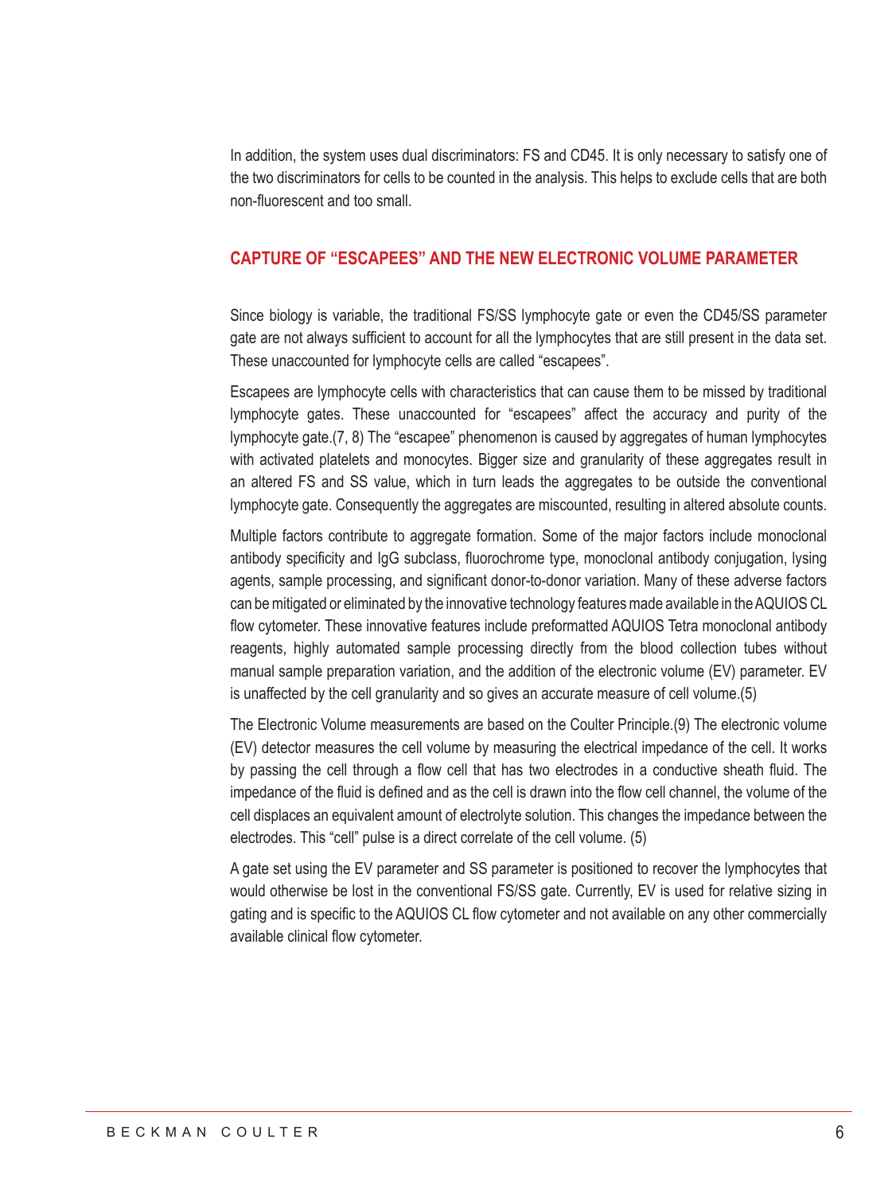In addition, the system uses dual discriminators: FS and CD45. It is only necessary to satisfy one of the two discriminators for cells to be counted in the analysis. This helps to exclude cells that are both non-fluorescent and too small.

## CAPTURE OF "ESCAPEES" AND THE NEW ELECTRONIC VOLUME PARAMETER

Since biology is variable, the traditional FS/SS lymphocyte gate or even the CD45/SS parameter gate are not always sufficient to account for all the lymphocytes that are still present in the data set. These unaccounted for lymphocyte cells are called "escapees".

Escapees are lymphocyte cells with characteristics that can cause them to be missed by traditional lymphocyte gates. These unaccounted for "escapees" affect the accuracy and purity of the lymphocyte gate.(7, 8) The "escapee" phenomenon is caused by aggregates of human lymphocytes with activated platelets and monocytes. Bigger size and granularity of these aggregates result in an altered FS and SS value, which in turn leads the aggregates to be outside the conventional lymphocyte gate. Consequently the aggregates are miscounted, resulting in altered absolute counts.

Multiple factors contribute to aggregate formation. Some of the major factors include monoclonal antibody specificity and IgG subclass, fluorochrome type, monoclonal antibody conjugation, lysing agents, sample processing, and significant donor-to-donor variation. Many of these adverse factors can be mitigated or eliminated by the innovative technology features made available in the AQUIOS CL flow cytometer. These innovative features include preformatted AQUIOS Tetra monoclonal antibody reagents, highly automated sample processing directly from the blood collection tubes without manual sample preparation variation, and the addition of the electronic volume (EV) parameter. EV is unaffected by the cell granularity and so gives an accurate measure of cell volume.(5)

The Electronic Volume measurements are based on the Coulter Principle.(9) The electronic volume (EV) detector measures the cell volume by measuring the electrical impedance of the cell. It works by passing the cell through a flow cell that has two electrodes in a conductive sheath fluid. The impedance of the fluid is defined and as the cell is drawn into the flow cell channel, the volume of the cell displaces an equivalent amount of electrolyte solution. This changes the impedance between the electrodes. This "cell" pulse is a direct correlate of the cell volume. (5)

A gate set using the EV parameter and SS parameter is positioned to recover the lymphocytes that would otherwise be lost in the conventional FS/SS gate. Currently, EV is used for relative sizing in gating and is specific to the AQUIOS CL flow cytometer and not available on any other commercially available clinical flow cytometer.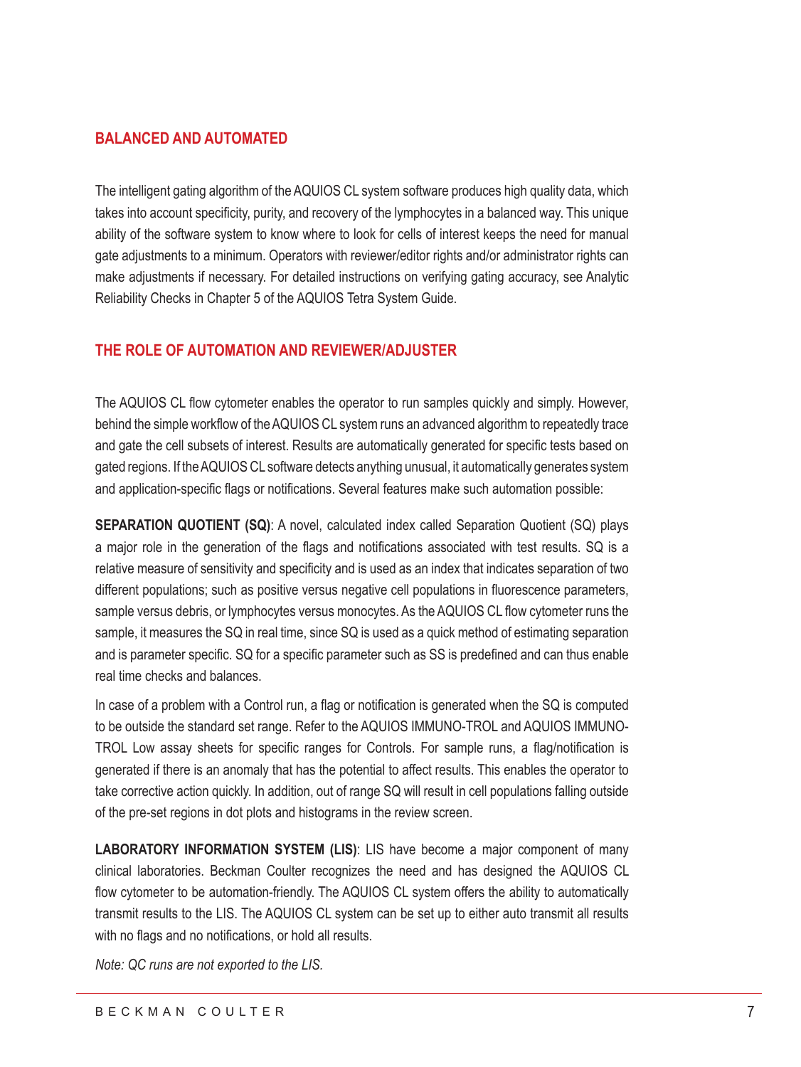## BALANCED AND AUTOMATED

The intelligent gating algorithm of the AQUIOS CL system software produces high quality data, which takes into account specificity, purity, and recovery of the lymphocytes in a balanced way. This unique ability of the software system to know where to look for cells of interest keeps the need for manual gate adjustments to a minimum. Operators with reviewer/editor rights and/or administrator rights can make adjustments if necessary. For detailed instructions on verifying gating accuracy, see Analytic Reliability Checks in Chapter 5 of the AQUIOS Tetra System Guide.

## THE ROLE OF AUTOMATION AND REVIEWER/ADJUSTER

The AQUIOS CL flow cytometer enables the operator to run samples quickly and simply. However, behind the simple workflow of the AQUIOS CL system runs an advanced algorithm to repeatedly trace and gate the cell subsets of interest. Results are automatically generated for specific tests based on gated regions. If the AQUIOS CL software detects anything unusual, it automatically generates system and application-specific flags or notifications. Several features make such automation possible:

**SEPARATION QUOTIENT (SQ)**: A novel, calculated index called Separation Quotient (SQ) plays a major role in the generation of the flags and notifications associated with test results. SQ is a relative measure of sensitivity and specificity and is used as an index that indicates separation of two different populations; such as positive versus negative cell populations in fluorescence parameters, sample versus debris, or lymphocytes versus monocytes. As the AQUIOS CL flow cytometer runs the sample, it measures the SQ in real time, since SQ is used as a quick method of estimating separation and is parameter specific. SQ for a specific parameter such as SS is predefined and can thus enable real time checks and balances.

In case of a problem with a Control run, a flag or notification is generated when the SQ is computed to be outside the standard set range. Refer to the AQUIOS IMMUNO-TROL and AQUIOS IMMUNO-TROL Low assay sheets for specific ranges for Controls. For sample runs, a flag/notification is generated if there is an anomaly that has the potential to affect results. This enables the operator to take corrective action quickly. In addition, out of range SQ will result in cell populations falling outside of the pre-set regions in dot plots and histograms in the review screen.

**LABORATORY INFORMATION SYSTEM (LIS)**: LIS have become a major component of many clinical laboratories. Beckman Coulter recognizes the need and has designed the AQUIOS CL flow cytometer to be automation-friendly. The AQUIOS CL system offers the ability to automatically transmit results to the LIS. The AQUIOS CL system can be set up to either auto transmit all results with no flags and no notifications, or hold all results.

*Note: QC runs are not exported to the LIS.*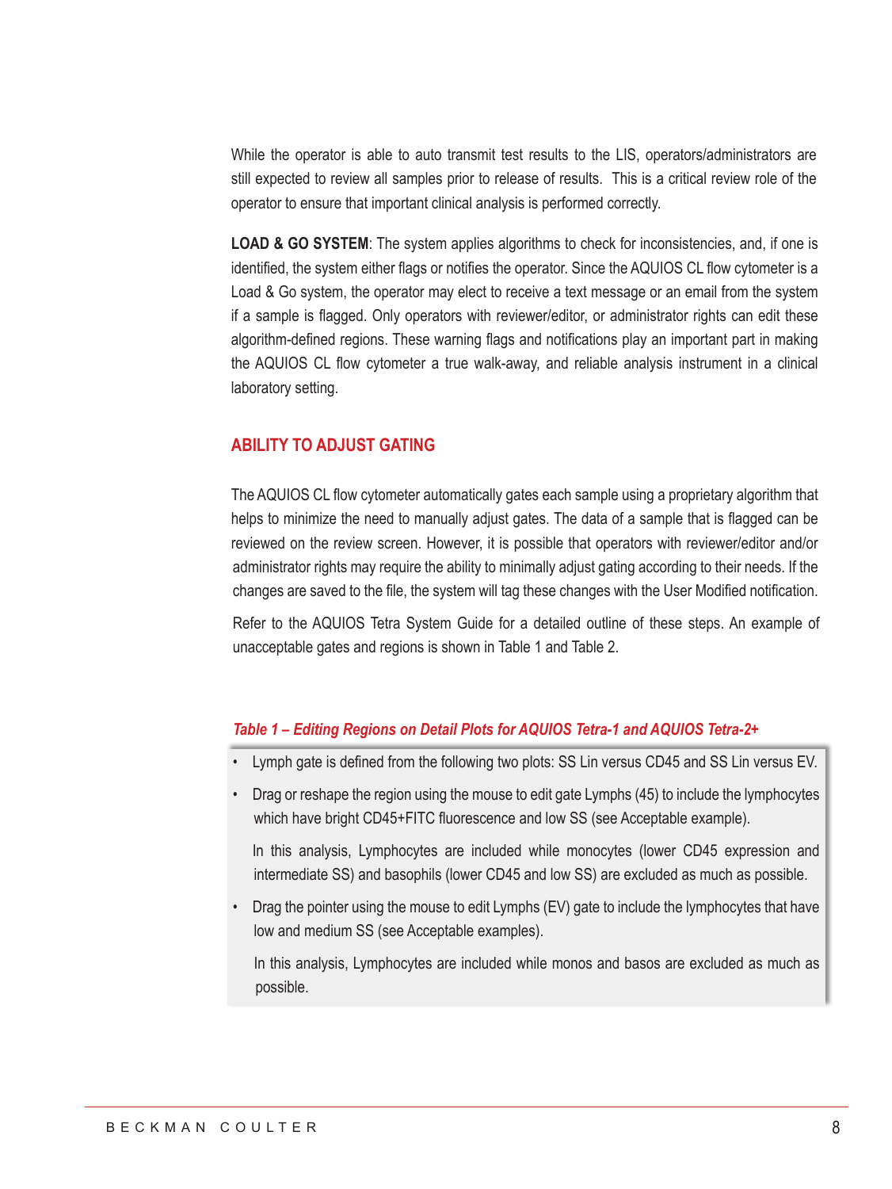While the operator is able to auto transmit test results to the LIS, operators/administrators are still expected to review all samples prior to release of results. This is a critical review role of the operator to ensure that important clinical analysis is performed correctly.

**LOAD & GO SYSTEM**: The system applies algorithms to check for inconsistencies, and, if one is identified, the system either flags or notifies the operator. Since the AQUIOS CL flow cytometer is a Load & Go system, the operator may elect to receive a text message or an email from the system if a sample is flagged. Only operators with reviewer/editor, or administrator rights can edit these algorithm-defined regions. These warning flags and notifications play an important part in making the AQUIOS CL flow cytometer a true walk-away, and reliable analysis instrument in a clinical laboratory setting.

## ABILITY TO ADJUST GATING

The AQUIOS CL flow cytometer automatically gates each sample using a proprietary algorithm that helps to minimize the need to manually adjust gates. The data of a sample that is flagged can be reviewed on the review screen. However, it is possible that operators with reviewer/editor and/or administrator rights may require the ability to minimally adjust gating according to their needs. If the changes are saved to the file, the system will tag these changes with the User Modified notification.

Refer to the AQUIOS Tetra System Guide for a detailed outline of these steps. An example of unacceptable gates and regions is shown in Table 1 and Table 2.

***Table 1 – Editing Regions on Detail Plots for AQUIOS Tetra-1 and AQUIOS Tetra-2+***

- Lymph gate is defined from the following two plots: SS Lin versus CD45 and SS Lin versus EV.
- Drag or reshape the region using the mouse to edit gate Lymphs (45) to include the lymphocytes which have bright CD45+FITC fluorescence and low SS (see Acceptable example).

  In this analysis, Lymphocytes are included while monocytes (lower CD45 expression and intermediate SS) and basophils (lower CD45 and low SS) are excluded as much as possible.
- Drag the pointer using the mouse to edit Lymphs (EV) gate to include the lymphocytes that have low and medium SS (see Acceptable examples).

  In this analysis, Lymphocytes are included while monos and basos are excluded as much as possible.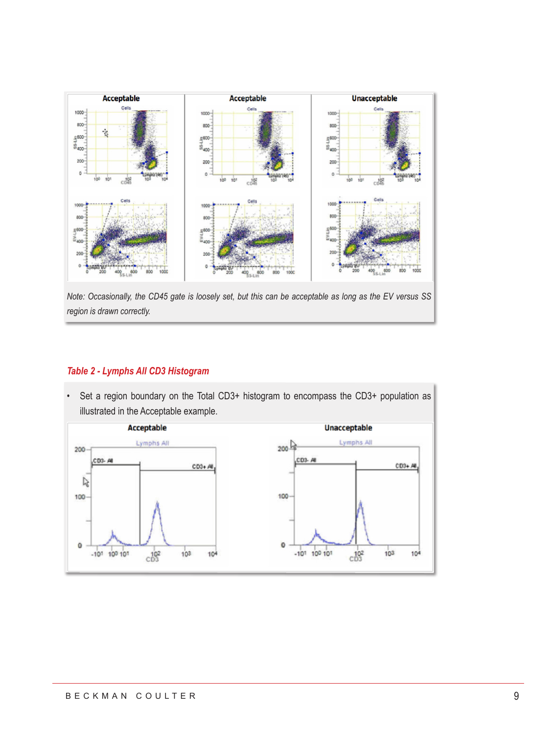| Acceptable | Acceptable | Unacceptable |
| --- | --- | --- |
| | | |

*Note: Occasionally, the CD45 gate is loosely set, but this can be acceptable as long as the EV versus SS region is drawn correctly.*

### *Table 2 - Lymphs All CD3 Histogram*

- Set a region boundary on the Total CD3+ histogram to encompass the CD3+ population as illustrated in the Acceptable example.

| Acceptable | Unacceptable |
| --- | --- |
| | |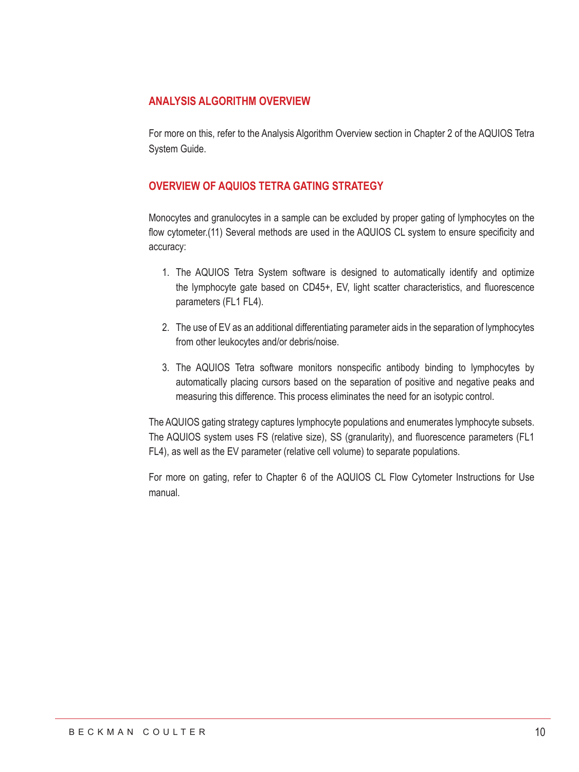## ANALYSIS ALGORITHM OVERVIEW

For more on this, refer to the Analysis Algorithm Overview section in Chapter 2 of the AQUIOS Tetra System Guide.

## OVERVIEW OF AQUIOS TETRA GATING STRATEGY

Monocytes and granulocytes in a sample can be excluded by proper gating of lymphocytes on the flow cytometer.(11) Several methods are used in the AQUIOS CL system to ensure specificity and accuracy:

1. The AQUIOS Tetra System software is designed to automatically identify and optimize the lymphocyte gate based on CD45+, EV, light scatter characteristics, and fluorescence parameters (FL1 FL4).

2. The use of EV as an additional differentiating parameter aids in the separation of lymphocytes from other leukocytes and/or debris/noise.

3. The AQUIOS Tetra software monitors nonspecific antibody binding to lymphocytes by automatically placing cursors based on the separation of positive and negative peaks and measuring this difference. This process eliminates the need for an isotypic control.

The AQUIOS gating strategy captures lymphocyte populations and enumerates lymphocyte subsets. The AQUIOS system uses FS (relative size), SS (granularity), and fluorescence parameters (FL1 FL4), as well as the EV parameter (relative cell volume) to separate populations.

For more on gating, refer to Chapter 6 of the AQUIOS CL Flow Cytometer Instructions for Use manual.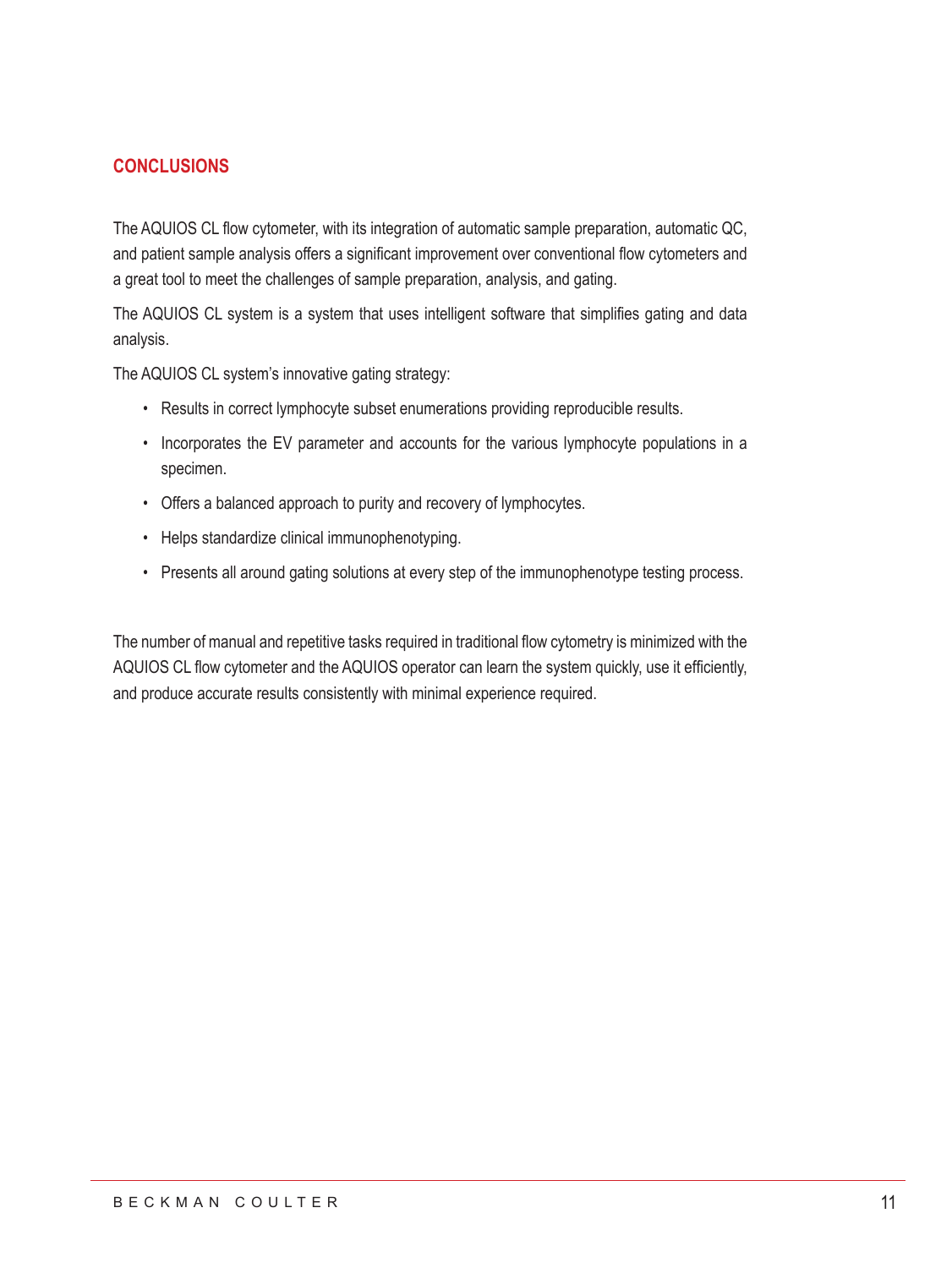## CONCLUSIONS

The AQUIOS CL flow cytometer, with its integration of automatic sample preparation, automatic QC, and patient sample analysis offers a significant improvement over conventional flow cytometers and a great tool to meet the challenges of sample preparation, analysis, and gating.

The AQUIOS CL system is a system that uses intelligent software that simplifies gating and data analysis.

The AQUIOS CL system's innovative gating strategy:

- Results in correct lymphocyte subset enumerations providing reproducible results.
- Incorporates the EV parameter and accounts for the various lymphocyte populations in a specimen.
- Offers a balanced approach to purity and recovery of lymphocytes.
- Helps standardize clinical immunophenotyping.
- Presents all around gating solutions at every step of the immunophenotype testing process.

The number of manual and repetitive tasks required in traditional flow cytometry is minimized with the AQUIOS CL flow cytometer and the AQUIOS operator can learn the system quickly, use it efficiently, and produce accurate results consistently with minimal experience required.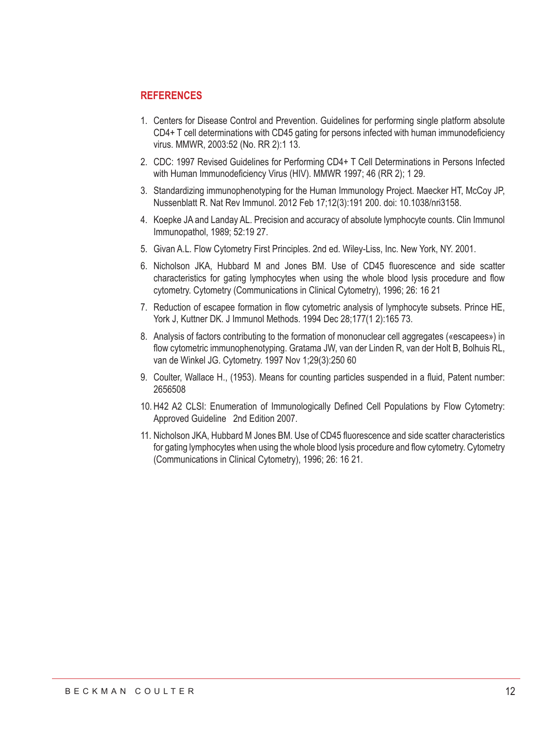## REFERENCES

1. Centers for Disease Control and Prevention. Guidelines for performing single platform absolute CD4+ T cell determinations with CD45 gating for persons infected with human immunodeficiency virus. MMWR, 2003:52 (No. RR 2):1 13.
2. CDC: 1997 Revised Guidelines for Performing CD4+ T Cell Determinations in Persons Infected with Human Immunodeficiency Virus (HIV). MMWR 1997; 46 (RR 2); 1 29.
3. Standardizing immunophenotyping for the Human Immunology Project. Maecker HT, McCoy JP, Nussenblatt R. Nat Rev Immunol. 2012 Feb 17;12(3):191 200. doi: 10.1038/nri3158.
4. Koepke JA and Landay AL. Precision and accuracy of absolute lymphocyte counts. Clin Immunol Immunopathol, 1989; 52:19 27.
5. Givan A.L. Flow Cytometry First Principles. 2nd ed. Wiley-Liss, Inc. New York, NY. 2001.
6. Nicholson JKA, Hubbard M and Jones BM. Use of CD45 fluorescence and side scatter characteristics for gating lymphocytes when using the whole blood lysis procedure and flow cytometry. Cytometry (Communications in Clinical Cytometry), 1996; 26: 16 21
7. Reduction of escapee formation in flow cytometric analysis of lymphocyte subsets. Prince HE, York J, Kuttner DK. J Immunol Methods. 1994 Dec 28;177(1 2):165 73.
8. Analysis of factors contributing to the formation of mononuclear cell aggregates («escapees») in flow cytometric immunophenotyping. Gratama JW, van der Linden R, van der Holt B, Bolhuis RL, van de Winkel JG. Cytometry. 1997 Nov 1;29(3):250 60
9. Coulter, Wallace H., (1953). Means for counting particles suspended in a fluid, Patent number: 2656508
10. H42 A2 CLSI: Enumeration of Immunologically Defined Cell Populations by Flow Cytometry: Approved Guideline 2nd Edition 2007.
11. Nicholson JKA, Hubbard M Jones BM. Use of CD45 fluorescence and side scatter characteristics for gating lymphocytes when using the whole blood lysis procedure and flow cytometry. Cytometry (Communications in Clinical Cytometry), 1996; 26: 16 21.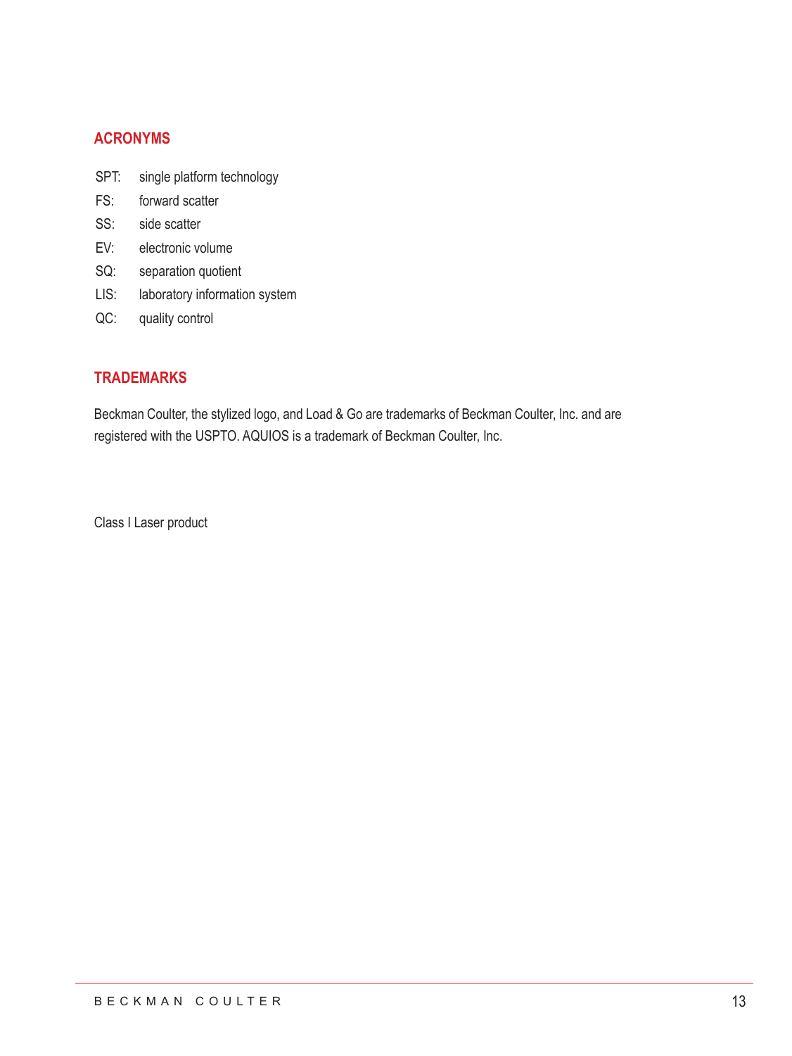## ACRONYMS

SPT: single platform technology
FS: forward scatter
SS: side scatter
EV: electronic volume
SQ: separation quotient
LIS: laboratory information system
QC: quality control

## TRADEMARKS

Beckman Coulter, the stylized logo, and Load & Go are trademarks of Beckman Coulter, Inc. and are registered with the USPTO. AQUIOS is a trademark of Beckman Coulter, Inc.

Class I Laser product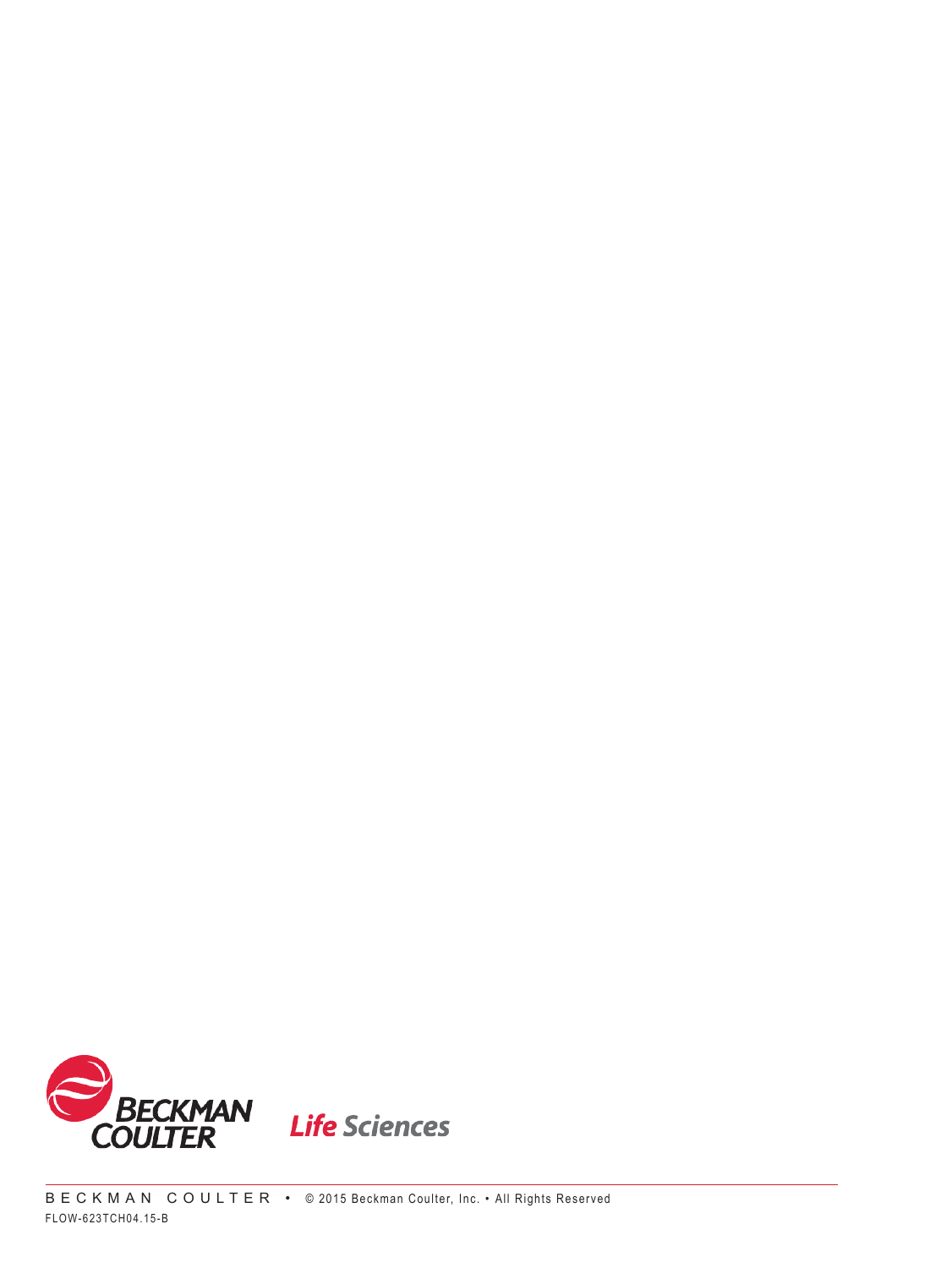BECKMAN COULTER

Life Sciences

BECKMAN COULTER • © 2015 Beckman Coulter, Inc. • All Rights Reserved

FLOW-623TCH04.15-B